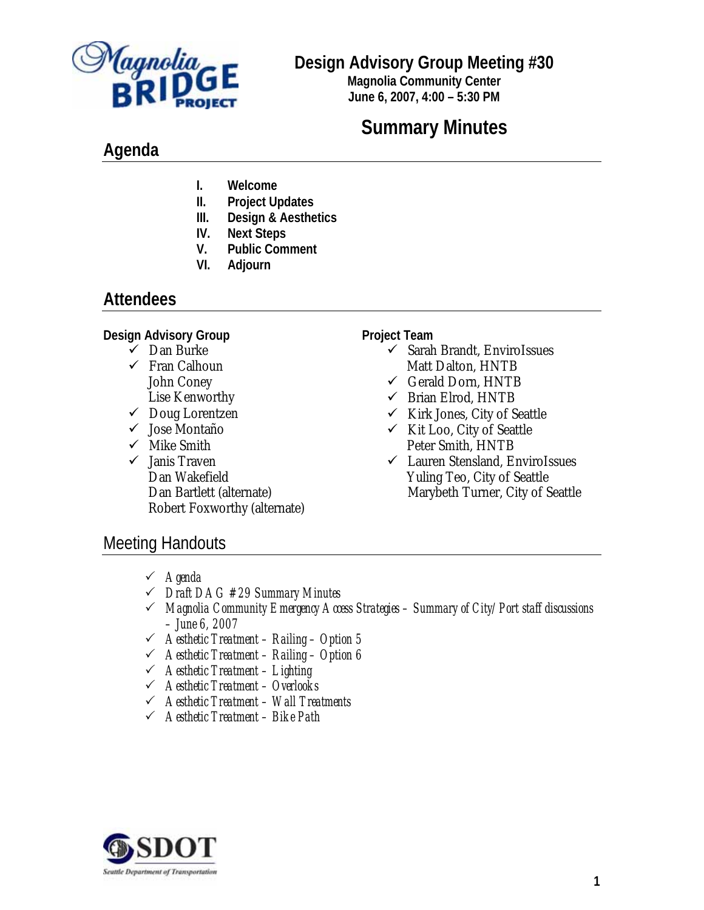# Design Advisory Group Meeting #30

**Magnolia Community Center**
**June 6, 2007, 4:00 – 5:30 PM**

## Summary Minutes

## Agenda

I. **Welcome**
II. **Project Updates**
III. **Design & Aesthetics**
IV. **Next Steps**
V. **Public Comment**
VI. **Adjourn**

## Attendees

**Design Advisory Group**

- ✓ Dan Burke
- ✓ Fran Calhoun
- John Coney
- Lise Kenworthy
- ✓ Doug Lorentzen
- ✓ Jose Montaño
- ✓ Mike Smith
- ✓ Janis Traven
- Dan Wakefield
- Dan Bartlett (alternate)
- Robert Foxworthy (alternate)

**Project Team**

- ✓ Sarah Brandt, EnviroIssues
- Matt Dalton, HNTB
- ✓ Gerald Dorn, HNTB
- ✓ Brian Elrod, HNTB
- ✓ Kirk Jones, City of Seattle
- ✓ Kit Loo, City of Seattle
- Peter Smith, HNTB
- ✓ Lauren Stensland, EnviroIssues
- Yuling Teo, City of Seattle
- Marybeth Turner, City of Seattle

## Meeting Handouts

- ✓ *Agenda*
- ✓ *Draft DAG #29 Summary Minutes*
- ✓ *Magnolia Community Emergency Access Strategies – Summary of City/Port staff discussions – June 6, 2007*
- ✓ *Aesthetic Treatment – Railing – Option 5*
- ✓ *Aesthetic Treatment – Railing – Option 6*
- ✓ *Aesthetic Treatment – Lighting*
- ✓ *Aesthetic Treatment – Overlooks*
- ✓ *Aesthetic Treatment – Wall Treatments*
- ✓ *Aesthetic Treatment – Bike Path*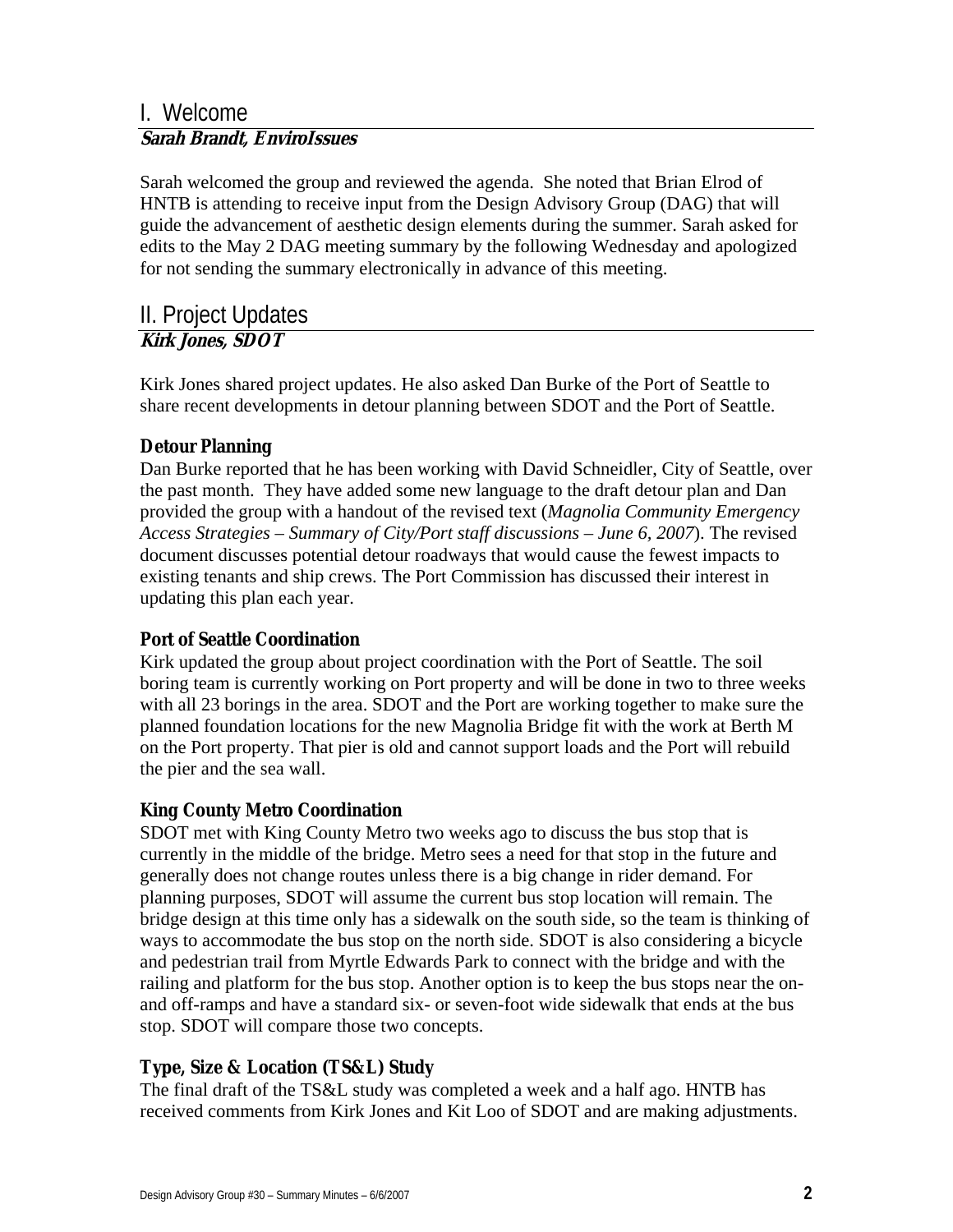## I. Welcome

***Sarah Brandt, EnviroIssues***

Sarah welcomed the group and reviewed the agenda. She noted that Brian Elrod of HNTB is attending to receive input from the Design Advisory Group (DAG) that will guide the advancement of aesthetic design elements during the summer. Sarah asked for edits to the May 2 DAG meeting summary by the following Wednesday and apologized for not sending the summary electronically in advance of this meeting.

## II. Project Updates

***Kirk Jones, SDOT***

Kirk Jones shared project updates. He also asked Dan Burke of the Port of Seattle to share recent developments in detour planning between SDOT and the Port of Seattle.

### Detour Planning

Dan Burke reported that he has been working with David Schneidler, City of Seattle, over the past month. They have added some new language to the draft detour plan and Dan provided the group with a handout of the revised text (*Magnolia Community Emergency Access Strategies – Summary of City/Port staff discussions – June 6, 2007*). The revised document discusses potential detour roadways that would cause the fewest impacts to existing tenants and ship crews. The Port Commission has discussed their interest in updating this plan each year.

### Port of Seattle Coordination

Kirk updated the group about project coordination with the Port of Seattle. The soil boring team is currently working on Port property and will be done in two to three weeks with all 23 borings in the area. SDOT and the Port are working together to make sure the planned foundation locations for the new Magnolia Bridge fit with the work at Berth M on the Port property. That pier is old and cannot support loads and the Port will rebuild the pier and the sea wall.

### King County Metro Coordination

SDOT met with King County Metro two weeks ago to discuss the bus stop that is currently in the middle of the bridge. Metro sees a need for that stop in the future and generally does not change routes unless there is a big change in rider demand. For planning purposes, SDOT will assume the current bus stop location will remain. The bridge design at this time only has a sidewalk on the south side, so the team is thinking of ways to accommodate the bus stop on the north side. SDOT is also considering a bicycle and pedestrian trail from Myrtle Edwards Park to connect with the bridge and with the railing and platform for the bus stop. Another option is to keep the bus stops near the on- and off-ramps and have a standard six- or seven-foot wide sidewalk that ends at the bus stop. SDOT will compare those two concepts.

### Type, Size & Location (TS&L) Study

The final draft of the TS&L study was completed a week and a half ago. HNTB has received comments from Kirk Jones and Kit Loo of SDOT and are making adjustments.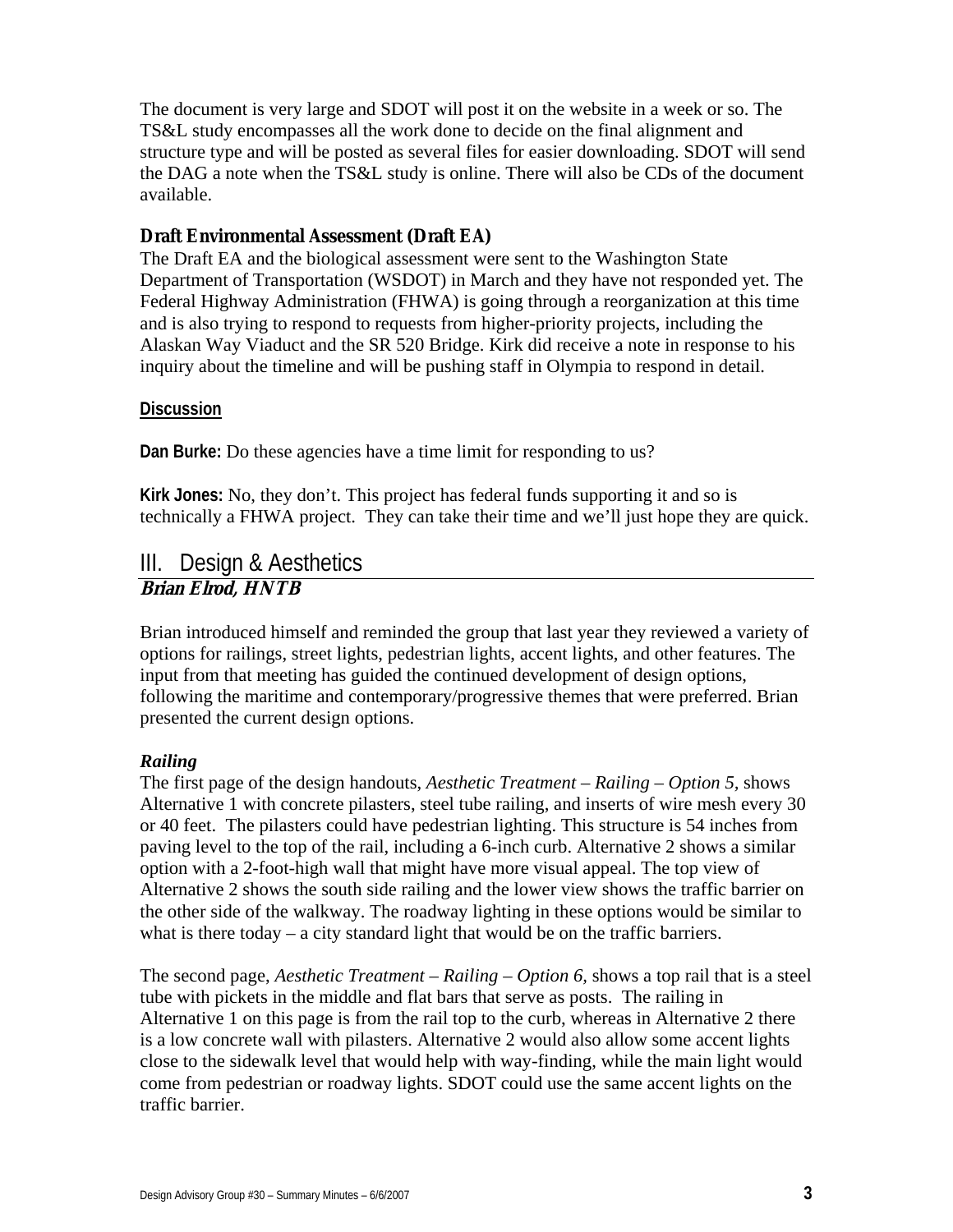The document is very large and SDOT will post it on the website in a week or so. The TS&L study encompasses all the work done to decide on the final alignment and structure type and will be posted as several files for easier downloading. SDOT will send the DAG a note when the TS&L study is online. There will also be CDs of the document available.

### Draft Environmental Assessment (Draft EA)

The Draft EA and the biological assessment were sent to the Washington State Department of Transportation (WSDOT) in March and they have not responded yet. The Federal Highway Administration (FHWA) is going through a reorganization at this time and is also trying to respond to requests from higher-priority projects, including the Alaskan Way Viaduct and the SR 520 Bridge. Kirk did receive a note in response to his inquiry about the timeline and will be pushing staff in Olympia to respond in detail.

**Discussion**

**Dan Burke:** Do these agencies have a time limit for responding to us?

**Kirk Jones:** No, they don't. This project has federal funds supporting it and so is technically a FHWA project. They can take their time and we'll just hope they are quick.

## III. Design & Aesthetics

***Brian Elrod, HNTB***

Brian introduced himself and reminded the group that last year they reviewed a variety of options for railings, street lights, pedestrian lights, accent lights, and other features. The input from that meeting has guided the continued development of design options, following the maritime and contemporary/progressive themes that were preferred. Brian presented the current design options.

***Railing***

The first page of the design handouts, *Aesthetic Treatment – Railing – Option 5,* shows Alternative 1 with concrete pilasters, steel tube railing, and inserts of wire mesh every 30 or 40 feet. The pilasters could have pedestrian lighting. This structure is 54 inches from paving level to the top of the rail, including a 6-inch curb. Alternative 2 shows a similar option with a 2-foot-high wall that might have more visual appeal. The top view of Alternative 2 shows the south side railing and the lower view shows the traffic barrier on the other side of the walkway. The roadway lighting in these options would be similar to what is there today – a city standard light that would be on the traffic barriers.

The second page, *Aesthetic Treatment – Railing – Option 6,* shows a top rail that is a steel tube with pickets in the middle and flat bars that serve as posts. The railing in Alternative 1 on this page is from the rail top to the curb, whereas in Alternative 2 there is a low concrete wall with pilasters. Alternative 2 would also allow some accent lights close to the sidewalk level that would help with way-finding, while the main light would come from pedestrian or roadway lights. SDOT could use the same accent lights on the traffic barrier.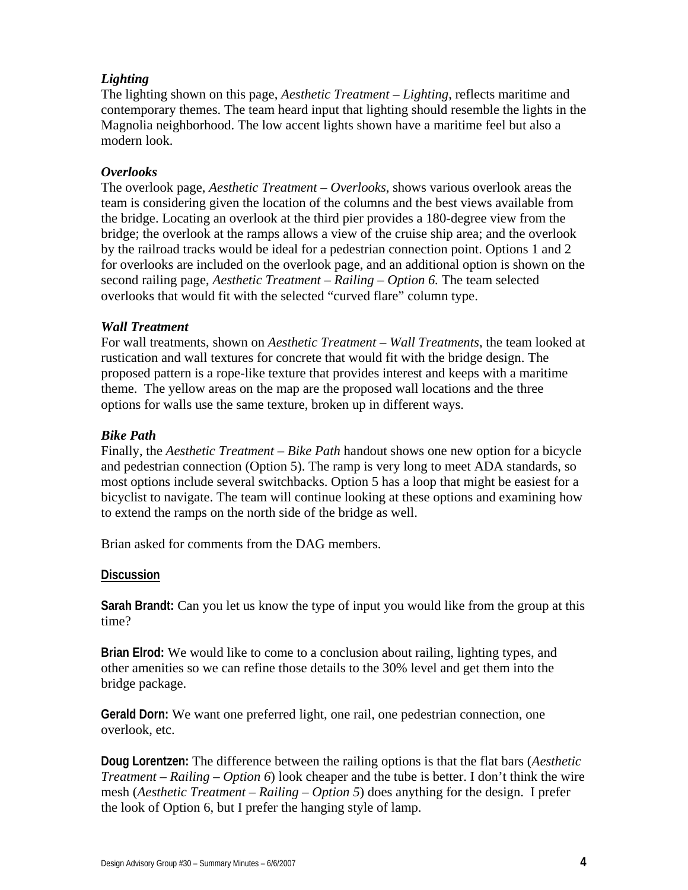### *Lighting*

The lighting shown on this page, *Aesthetic Treatment – Lighting*, reflects maritime and contemporary themes. The team heard input that lighting should resemble the lights in the Magnolia neighborhood. The low accent lights shown have a maritime feel but also a modern look.

### *Overlooks*

The overlook page, *Aesthetic Treatment – Overlooks*, shows various overlook areas the team is considering given the location of the columns and the best views available from the bridge. Locating an overlook at the third pier provides a 180-degree view from the bridge; the overlook at the ramps allows a view of the cruise ship area; and the overlook by the railroad tracks would be ideal for a pedestrian connection point. Options 1 and 2 for overlooks are included on the overlook page, and an additional option is shown on the second railing page, *Aesthetic Treatment – Railing – Option 6.* The team selected overlooks that would fit with the selected "curved flare" column type.

### *Wall Treatment*

For wall treatments, shown on *Aesthetic Treatment – Wall Treatments*, the team looked at rustication and wall textures for concrete that would fit with the bridge design. The proposed pattern is a rope-like texture that provides interest and keeps with a maritime theme. The yellow areas on the map are the proposed wall locations and the three options for walls use the same texture, broken up in different ways.

### *Bike Path*

Finally, the *Aesthetic Treatment – Bike Path* handout shows one new option for a bicycle and pedestrian connection (Option 5). The ramp is very long to meet ADA standards, so most options include several switchbacks. Option 5 has a loop that might be easiest for a bicyclist to navigate. The team will continue looking at these options and examining how to extend the ramps on the north side of the bridge as well.

Brian asked for comments from the DAG members.

## Discussion

**Sarah Brandt:** Can you let us know the type of input you would like from the group at this time?

**Brian Elrod:** We would like to come to a conclusion about railing, lighting types, and other amenities so we can refine those details to the 30% level and get them into the bridge package.

**Gerald Dorn:** We want one preferred light, one rail, one pedestrian connection, one overlook, etc.

**Doug Lorentzen:** The difference between the railing options is that the flat bars (*Aesthetic Treatment – Railing – Option 6*) look cheaper and the tube is better. I don't think the wire mesh (*Aesthetic Treatment – Railing – Option 5*) does anything for the design. I prefer the look of Option 6, but I prefer the hanging style of lamp.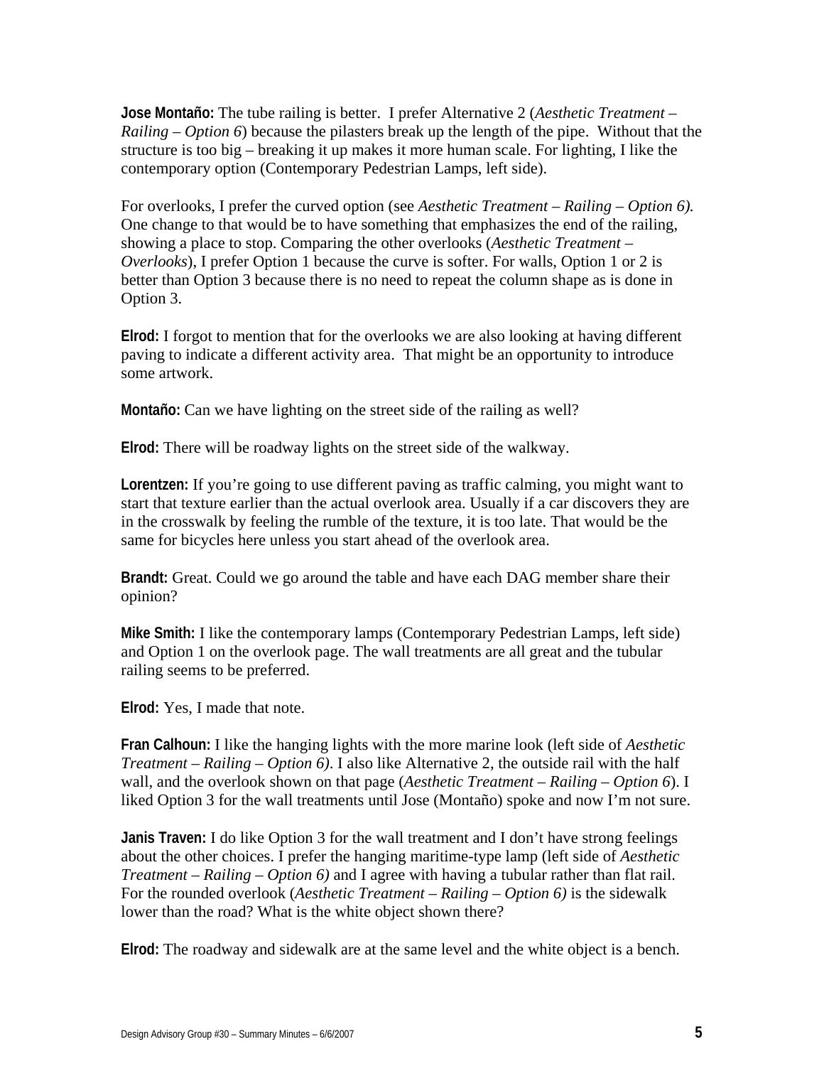**Jose Montaño:** The tube railing is better. I prefer Alternative 2 (*Aesthetic Treatment – Railing – Option 6*) because the pilasters break up the length of the pipe. Without that the structure is too big – breaking it up makes it more human scale. For lighting, I like the contemporary option (Contemporary Pedestrian Lamps, left side).

For overlooks, I prefer the curved option (see *Aesthetic Treatment – Railing – Option 6).* One change to that would be to have something that emphasizes the end of the railing, showing a place to stop. Comparing the other overlooks (*Aesthetic Treatment – Overlooks*), I prefer Option 1 because the curve is softer. For walls, Option 1 or 2 is better than Option 3 because there is no need to repeat the column shape as is done in Option 3.

**Elrod:** I forgot to mention that for the overlooks we are also looking at having different paving to indicate a different activity area. That might be an opportunity to introduce some artwork.

**Montaño:** Can we have lighting on the street side of the railing as well?

**Elrod:** There will be roadway lights on the street side of the walkway.

**Lorentzen:** If you're going to use different paving as traffic calming, you might want to start that texture earlier than the actual overlook area. Usually if a car discovers they are in the crosswalk by feeling the rumble of the texture, it is too late. That would be the same for bicycles here unless you start ahead of the overlook area.

**Brandt:** Great. Could we go around the table and have each DAG member share their opinion?

**Mike Smith:** I like the contemporary lamps (Contemporary Pedestrian Lamps, left side) and Option 1 on the overlook page. The wall treatments are all great and the tubular railing seems to be preferred.

**Elrod:** Yes, I made that note.

**Fran Calhoun:** I like the hanging lights with the more marine look (left side of *Aesthetic Treatment – Railing – Option 6)*. I also like Alternative 2, the outside rail with the half wall, and the overlook shown on that page (*Aesthetic Treatment – Railing – Option 6*). I liked Option 3 for the wall treatments until Jose (Montaño) spoke and now I'm not sure.

**Janis Traven:** I do like Option 3 for the wall treatment and I don't have strong feelings about the other choices. I prefer the hanging maritime-type lamp (left side of *Aesthetic Treatment – Railing – Option 6)* and I agree with having a tubular rather than flat rail. For the rounded overlook (*Aesthetic Treatment – Railing – Option 6)* is the sidewalk lower than the road? What is the white object shown there?

**Elrod:** The roadway and sidewalk are at the same level and the white object is a bench.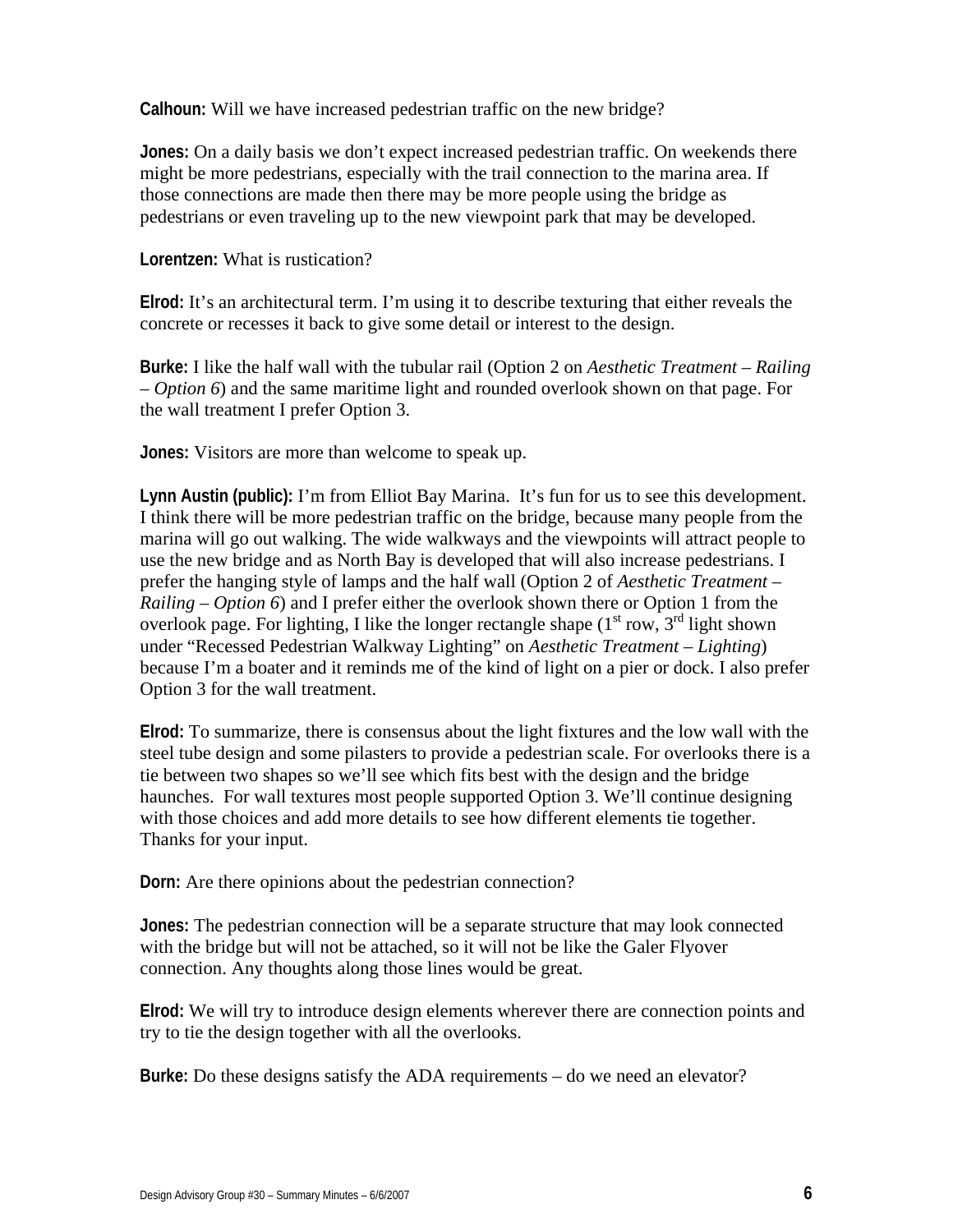**Calhoun:** Will we have increased pedestrian traffic on the new bridge?

**Jones:** On a daily basis we don't expect increased pedestrian traffic. On weekends there might be more pedestrians, especially with the trail connection to the marina area. If those connections are made then there may be more people using the bridge as pedestrians or even traveling up to the new viewpoint park that may be developed.

**Lorentzen:** What is rustication?

**Elrod:** It's an architectural term. I'm using it to describe texturing that either reveals the concrete or recesses it back to give some detail or interest to the design.

**Burke:** I like the half wall with the tubular rail (Option 2 on *Aesthetic Treatment – Railing – Option 6*) and the same maritime light and rounded overlook shown on that page. For the wall treatment I prefer Option 3.

**Jones:** Visitors are more than welcome to speak up.

**Lynn Austin (public):** I'm from Elliot Bay Marina. It's fun for us to see this development. I think there will be more pedestrian traffic on the bridge, because many people from the marina will go out walking. The wide walkways and the viewpoints will attract people to use the new bridge and as North Bay is developed that will also increase pedestrians. I prefer the hanging style of lamps and the half wall (Option 2 of *Aesthetic Treatment – Railing – Option 6*) and I prefer either the overlook shown there or Option 1 from the overlook page. For lighting, I like the longer rectangle shape (1st row, 3rd light shown under "Recessed Pedestrian Walkway Lighting" on *Aesthetic Treatment – Lighting*) because I'm a boater and it reminds me of the kind of light on a pier or dock. I also prefer Option 3 for the wall treatment.

**Elrod:** To summarize, there is consensus about the light fixtures and the low wall with the steel tube design and some pilasters to provide a pedestrian scale. For overlooks there is a tie between two shapes so we'll see which fits best with the design and the bridge haunches. For wall textures most people supported Option 3. We'll continue designing with those choices and add more details to see how different elements tie together. Thanks for your input.

**Dorn:** Are there opinions about the pedestrian connection?

**Jones:** The pedestrian connection will be a separate structure that may look connected with the bridge but will not be attached, so it will not be like the Galer Flyover connection. Any thoughts along those lines would be great.

**Elrod:** We will try to introduce design elements wherever there are connection points and try to tie the design together with all the overlooks.

**Burke:** Do these designs satisfy the ADA requirements – do we need an elevator?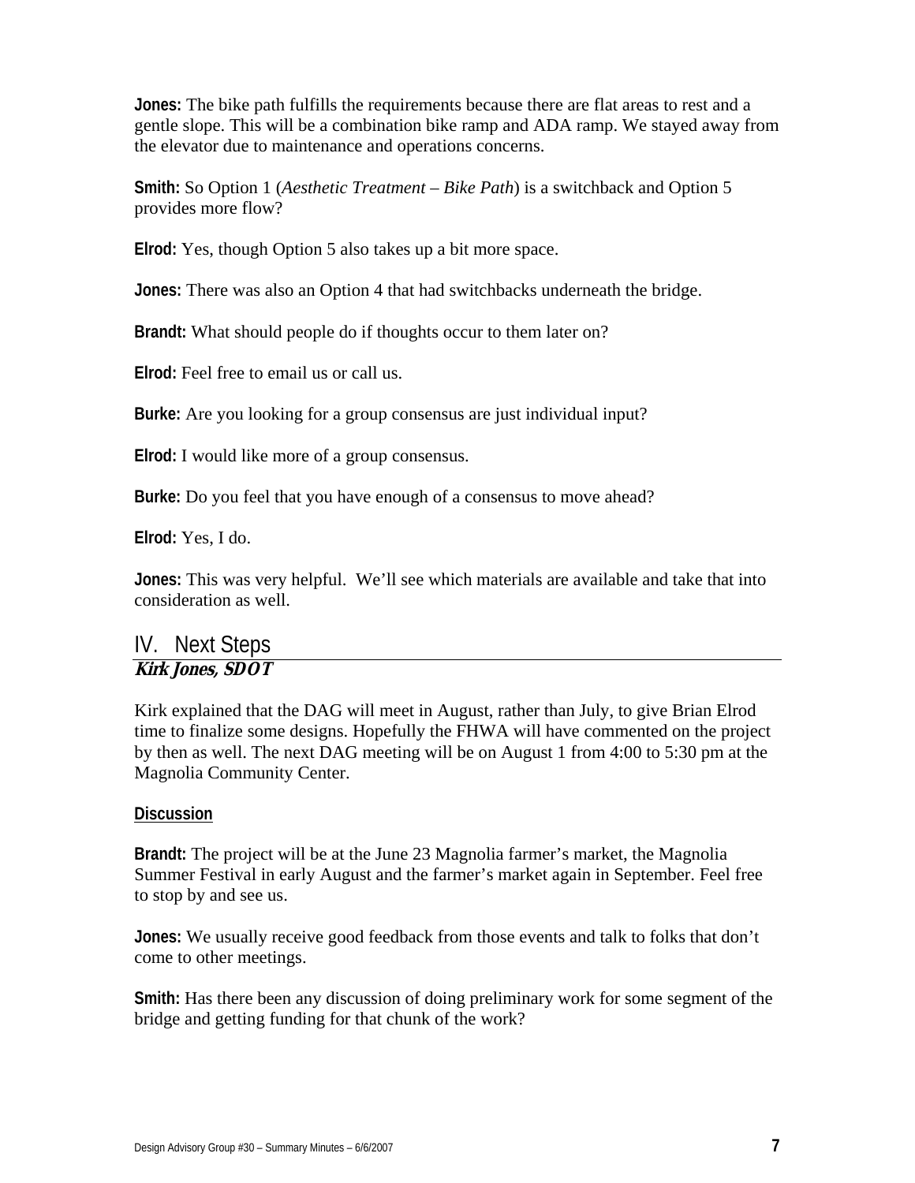**Jones:** The bike path fulfills the requirements because there are flat areas to rest and a gentle slope. This will be a combination bike ramp and ADA ramp. We stayed away from the elevator due to maintenance and operations concerns.

**Smith:** So Option 1 (*Aesthetic Treatment – Bike Path*) is a switchback and Option 5 provides more flow?

**Elrod:** Yes, though Option 5 also takes up a bit more space.

**Jones:** There was also an Option 4 that had switchbacks underneath the bridge.

**Brandt:** What should people do if thoughts occur to them later on?

**Elrod:** Feel free to email us or call us.

**Burke:** Are you looking for a group consensus are just individual input?

**Elrod:** I would like more of a group consensus.

**Burke:** Do you feel that you have enough of a consensus to move ahead?

**Elrod:** Yes, I do.

**Jones:** This was very helpful. We'll see which materials are available and take that into consideration as well.

## IV. Next Steps

***Kirk Jones, SDOT***

Kirk explained that the DAG will meet in August, rather than July, to give Brian Elrod time to finalize some designs. Hopefully the FHWA will have commented on the project by then as well. The next DAG meeting will be on August 1 from 4:00 to 5:30 pm at the Magnolia Community Center.

**Discussion**

**Brandt:** The project will be at the June 23 Magnolia farmer's market, the Magnolia Summer Festival in early August and the farmer's market again in September. Feel free to stop by and see us.

**Jones:** We usually receive good feedback from those events and talk to folks that don't come to other meetings.

**Smith:** Has there been any discussion of doing preliminary work for some segment of the bridge and getting funding for that chunk of the work?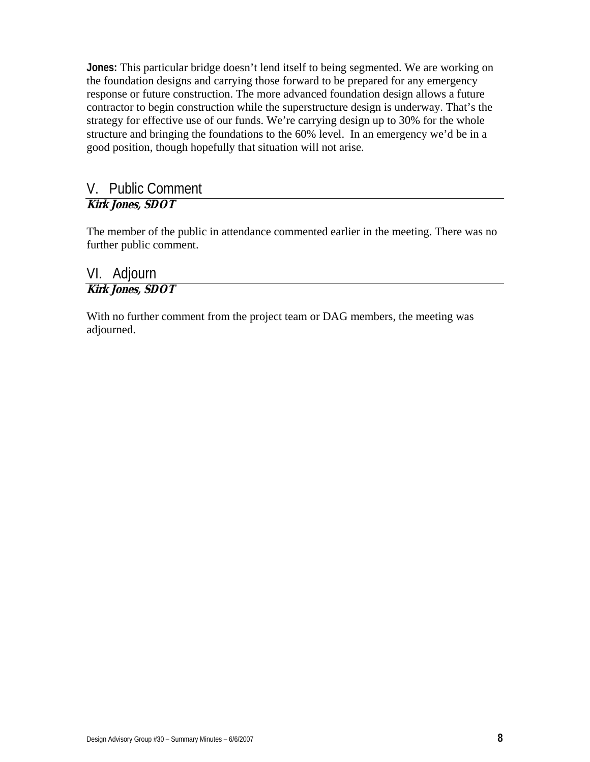**Jones:** This particular bridge doesn't lend itself to being segmented. We are working on the foundation designs and carrying those forward to be prepared for any emergency response or future construction. The more advanced foundation design allows a future contractor to begin construction while the superstructure design is underway. That's the strategy for effective use of our funds. We're carrying design up to 30% for the whole structure and bringing the foundations to the 60% level. In an emergency we'd be in a good position, though hopefully that situation will not arise.

## V. Public Comment

***Kirk Jones, SDOT***

The member of the public in attendance commented earlier in the meeting. There was no further public comment.

## VI. Adjourn

***Kirk Jones, SDOT***

With no further comment from the project team or DAG members, the meeting was adjourned.